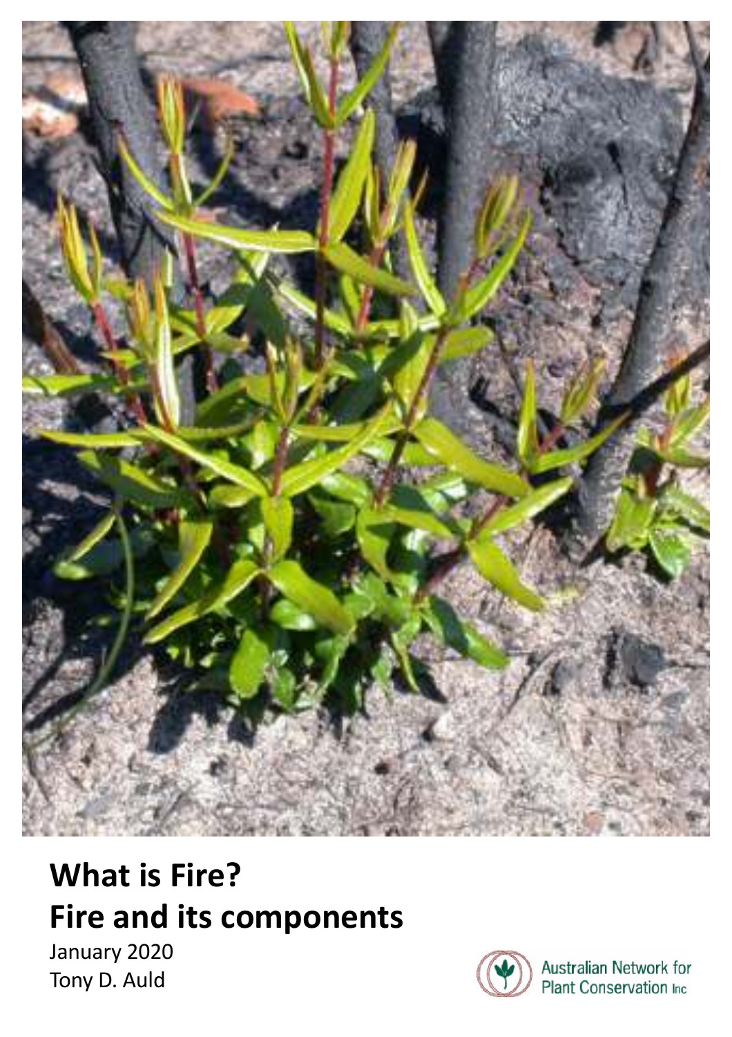# What is Fire?
# Fire and its components

January 2020

Tony D. Auld

Australian Network for Plant Conservation Inc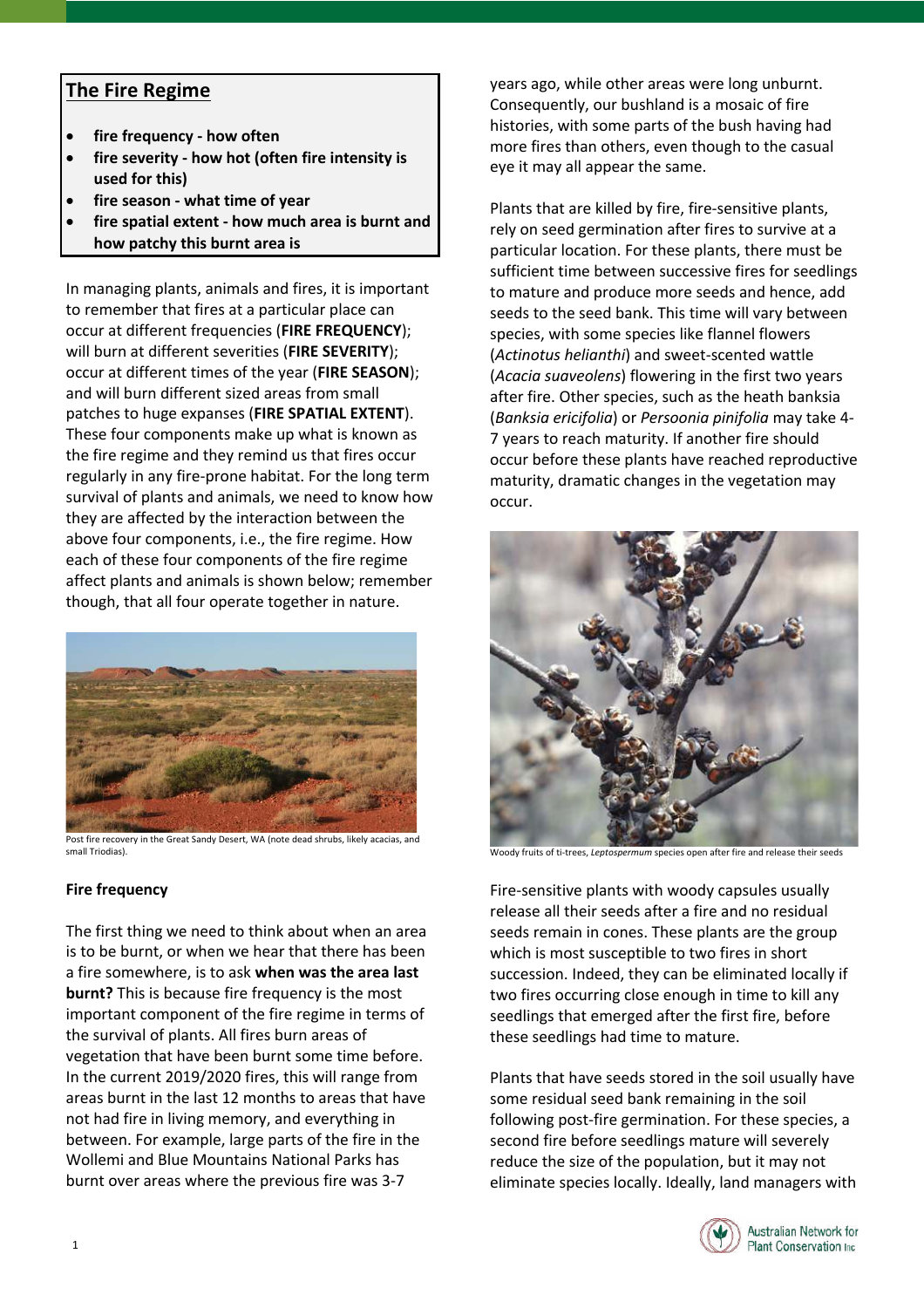## The Fire Regime

- **fire frequency - how often**
- **fire severity - how hot (often fire intensity is used for this)**
- **fire season - what time of year**
- **fire spatial extent - how much area is burnt and how patchy this burnt area is**

In managing plants, animals and fires, it is important to remember that fires at a particular place can occur at different frequencies (**FIRE FREQUENCY**); will burn at different severities (**FIRE SEVERITY**); occur at different times of the year (**FIRE SEASON**); and will burn different sized areas from small patches to huge expanses (**FIRE SPATIAL EXTENT**). These four components make up what is known as the fire regime and they remind us that fires occur regularly in any fire-prone habitat. For the long term survival of plants and animals, we need to know how they are affected by the interaction between the above four components, i.e., the fire regime. How each of these four components of the fire regime affect plants and animals is shown below; remember though, that all four operate together in nature.

Post fire recovery in the Great Sandy Desert, WA (note dead shrubs, likely acacias, and small Triodias).

### Fire frequency

The first thing we need to think about when an area is to be burnt, or when we hear that there has been a fire somewhere, is to ask **when was the area last burnt?** This is because fire frequency is the most important component of the fire regime in terms of the survival of plants. All fires burn areas of vegetation that have been burnt some time before. In the current 2019/2020 fires, this will range from areas burnt in the last 12 months to areas that have not had fire in living memory, and everything in between. For example, large parts of the fire in the Wollemi and Blue Mountains National Parks has burnt over areas where the previous fire was 3-7 years ago, while other areas were long unburnt. Consequently, our bushland is a mosaic of fire histories, with some parts of the bush having had more fires than others, even though to the casual eye it may all appear the same.

Plants that are killed by fire, fire-sensitive plants, rely on seed germination after fires to survive at a particular location. For these plants, there must be sufficient time between successive fires for seedlings to mature and produce more seeds and hence, add seeds to the seed bank. This time will vary between species, with some species like flannel flowers (*Actinotus helianthi*) and sweet-scented wattle (*Acacia suaveolens*) flowering in the first two years after fire. Other species, such as the heath banksia (*Banksia ericifolia*) or *Persoonia pinifolia* may take 4-7 years to reach maturity. If another fire should occur before these plants have reached reproductive maturity, dramatic changes in the vegetation may occur.

Woody fruits of ti-trees, *Leptospermum* species open after fire and release their seeds

Fire-sensitive plants with woody capsules usually release all their seeds after a fire and no residual seeds remain in cones. These plants are the group which is most susceptible to two fires in short succession. Indeed, they can be eliminated locally if two fires occurring close enough in time to kill any seedlings that emerged after the first fire, before these seedlings had time to mature.

Plants that have seeds stored in the soil usually have some residual seed bank remaining in the soil following post-fire germination. For these species, a second fire before seedlings mature will severely reduce the size of the population, but it may not eliminate species locally. Ideally, land managers with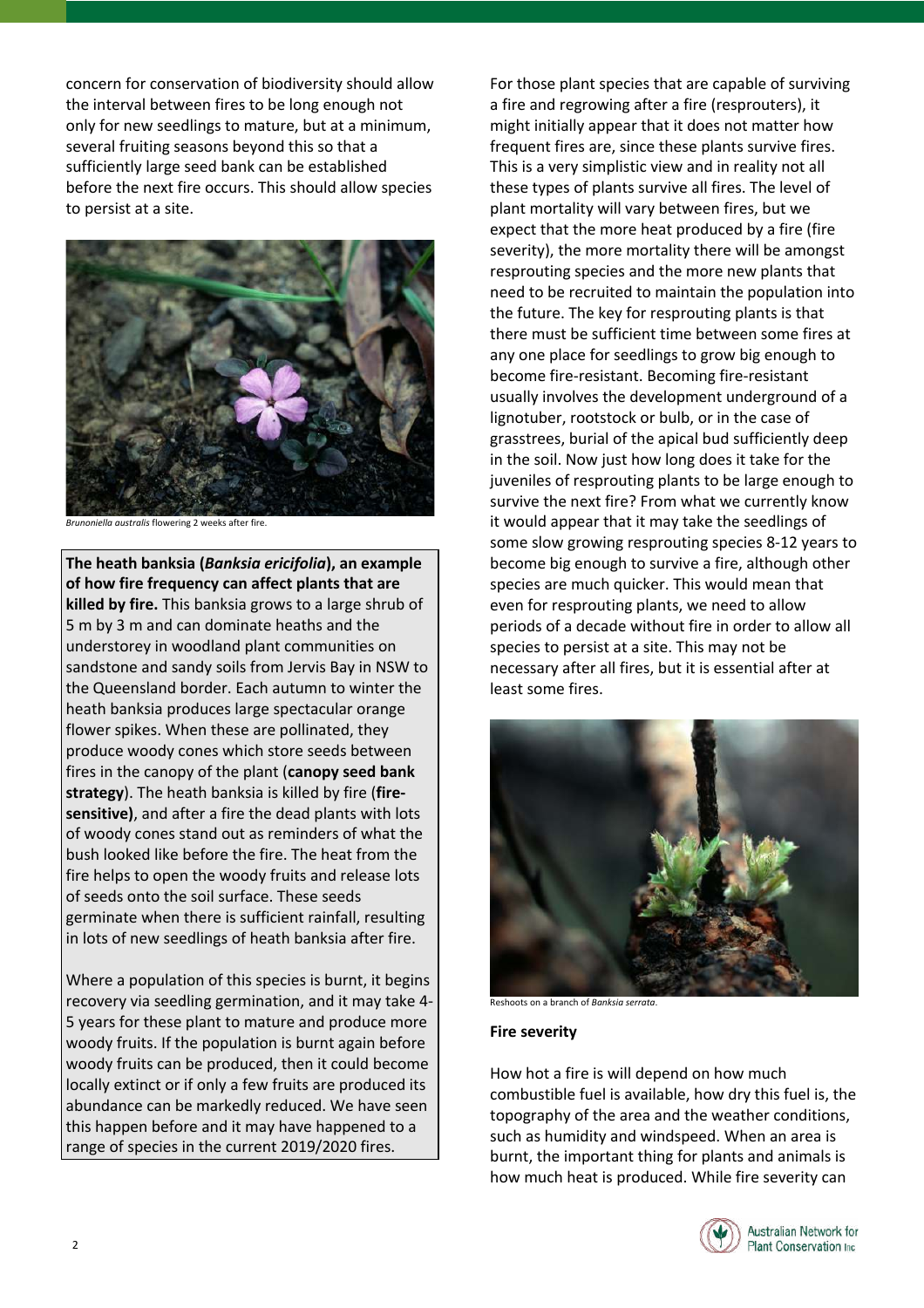concern for conservation of biodiversity should allow the interval between fires to be long enough not only for new seedlings to mature, but at a minimum, several fruiting seasons beyond this so that a sufficiently large seed bank can be established before the next fire occurs. This should allow species to persist at a site.

*Brunoniella australis* flowering 2 weeks after fire.

**The heath banksia (*Banksia ericifolia*), an example of how fire frequency can affect plants that are killed by fire.** This banksia grows to a large shrub of 5 m by 3 m and can dominate heaths and the understorey in woodland plant communities on sandstone and sandy soils from Jervis Bay in NSW to the Queensland border. Each autumn to winter the heath banksia produces large spectacular orange flower spikes. When these are pollinated, they produce woody cones which store seeds between fires in the canopy of the plant (**canopy seed bank strategy**). The heath banksia is killed by fire (**fire-sensitive)**, and after a fire the dead plants with lots of woody cones stand out as reminders of what the bush looked like before the fire. The heat from the fire helps to open the woody fruits and release lots of seeds onto the soil surface. These seeds germinate when there is sufficient rainfall, resulting in lots of new seedlings of heath banksia after fire.

Where a population of this species is burnt, it begins recovery via seedling germination, and it may take 4-5 years for these plant to mature and produce more woody fruits. If the population is burnt again before woody fruits can be produced, then it could become locally extinct or if only a few fruits are produced its abundance can be markedly reduced. We have seen this happen before and it may have happened to a range of species in the current 2019/2020 fires.

For those plant species that are capable of surviving a fire and regrowing after a fire (resprouters), it might initially appear that it does not matter how frequent fires are, since these plants survive fires. This is a very simplistic view and in reality not all these types of plants survive all fires. The level of plant mortality will vary between fires, but we expect that the more heat produced by a fire (fire severity), the more mortality there will be amongst resprouting species and the more new plants that need to be recruited to maintain the population into the future. The key for resprouting plants is that there must be sufficient time between some fires at any one place for seedlings to grow big enough to become fire-resistant. Becoming fire-resistant usually involves the development underground of a lignotuber, rootstock or bulb, or in the case of grasstrees, burial of the apical bud sufficiently deep in the soil. Now just how long does it take for the juveniles of resprouting plants to be large enough to survive the next fire? From what we currently know it would appear that it may take the seedlings of some slow growing resprouting species 8-12 years to become big enough to survive a fire, although other species are much quicker. This would mean that even for resprouting plants, we need to allow periods of a decade without fire in order to allow all species to persist at a site. This may not be necessary after all fires, but it is essential after at least some fires.

Reshoots on a branch of *Banksia serrata*.

**Fire severity**

How hot a fire is will depend on how much combustible fuel is available, how dry this fuel is, the topography of the area and the weather conditions, such as humidity and windspeed. When an area is burnt, the important thing for plants and animals is how much heat is produced. While fire severity can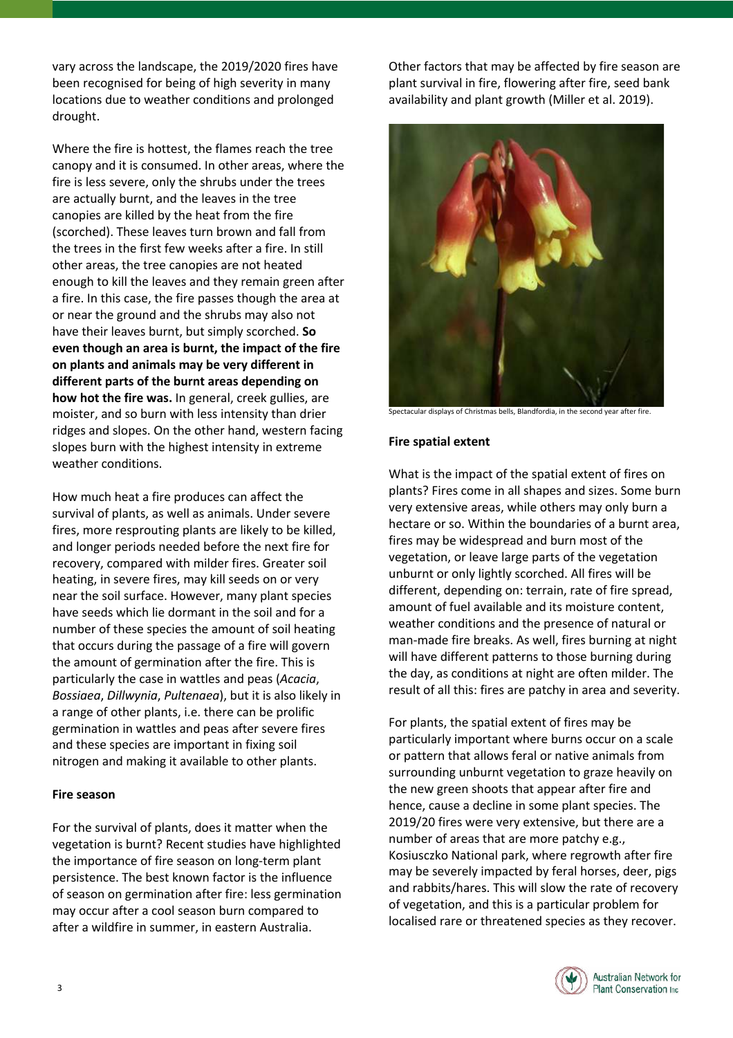vary across the landscape, the 2019/2020 fires have been recognised for being of high severity in many locations due to weather conditions and prolonged drought.

Where the fire is hottest, the flames reach the tree canopy and it is consumed. In other areas, where the fire is less severe, only the shrubs under the trees are actually burnt, and the leaves in the tree canopies are killed by the heat from the fire (scorched). These leaves turn brown and fall from the trees in the first few weeks after a fire. In still other areas, the tree canopies are not heated enough to kill the leaves and they remain green after a fire. In this case, the fire passes though the area at or near the ground and the shrubs may also not have their leaves burnt, but simply scorched. **So even though an area is burnt, the impact of the fire on plants and animals may be very different in different parts of the burnt areas depending on how hot the fire was.** In general, creek gullies, are moister, and so burn with less intensity than drier ridges and slopes. On the other hand, western facing slopes burn with the highest intensity in extreme weather conditions.

How much heat a fire produces can affect the survival of plants, as well as animals. Under severe fires, more resprouting plants are likely to be killed, and longer periods needed before the next fire for recovery, compared with milder fires. Greater soil heating, in severe fires, may kill seeds on or very near the soil surface. However, many plant species have seeds which lie dormant in the soil and for a number of these species the amount of soil heating that occurs during the passage of a fire will govern the amount of germination after the fire. This is particularly the case in wattles and peas (*Acacia*, *Bossiaea*, *Dillwynia*, *Pultenaea*), but it is also likely in a range of other plants, i.e. there can be prolific germination in wattles and peas after severe fires and these species are important in fixing soil nitrogen and making it available to other plants.

**Fire season**

For the survival of plants, does it matter when the vegetation is burnt? Recent studies have highlighted the importance of fire season on long-term plant persistence. The best known factor is the influence of season on germination after fire: less germination may occur after a cool season burn compared to after a wildfire in summer, in eastern Australia.

Other factors that may be affected by fire season are plant survival in fire, flowering after fire, seed bank availability and plant growth (Miller et al. 2019).

Spectacular displays of Christmas bells, Blandfordia, in the second year after fire.

**Fire spatial extent**

What is the impact of the spatial extent of fires on plants? Fires come in all shapes and sizes. Some burn very extensive areas, while others may only burn a hectare or so. Within the boundaries of a burnt area, fires may be widespread and burn most of the vegetation, or leave large parts of the vegetation unburnt or only lightly scorched. All fires will be different, depending on: terrain, rate of fire spread, amount of fuel available and its moisture content, weather conditions and the presence of natural or man-made fire breaks. As well, fires burning at night will have different patterns to those burning during the day, as conditions at night are often milder. The result of all this: fires are patchy in area and severity.

For plants, the spatial extent of fires may be particularly important where burns occur on a scale or pattern that allows feral or native animals from surrounding unburnt vegetation to graze heavily on the new green shoots that appear after fire and hence, cause a decline in some plant species. The 2019/20 fires were very extensive, but there are a number of areas that are more patchy e.g., Kosiusczko National park, where regrowth after fire may be severely impacted by feral horses, deer, pigs and rabbits/hares. This will slow the rate of recovery of vegetation, and this is a particular problem for localised rare or threatened species as they recover.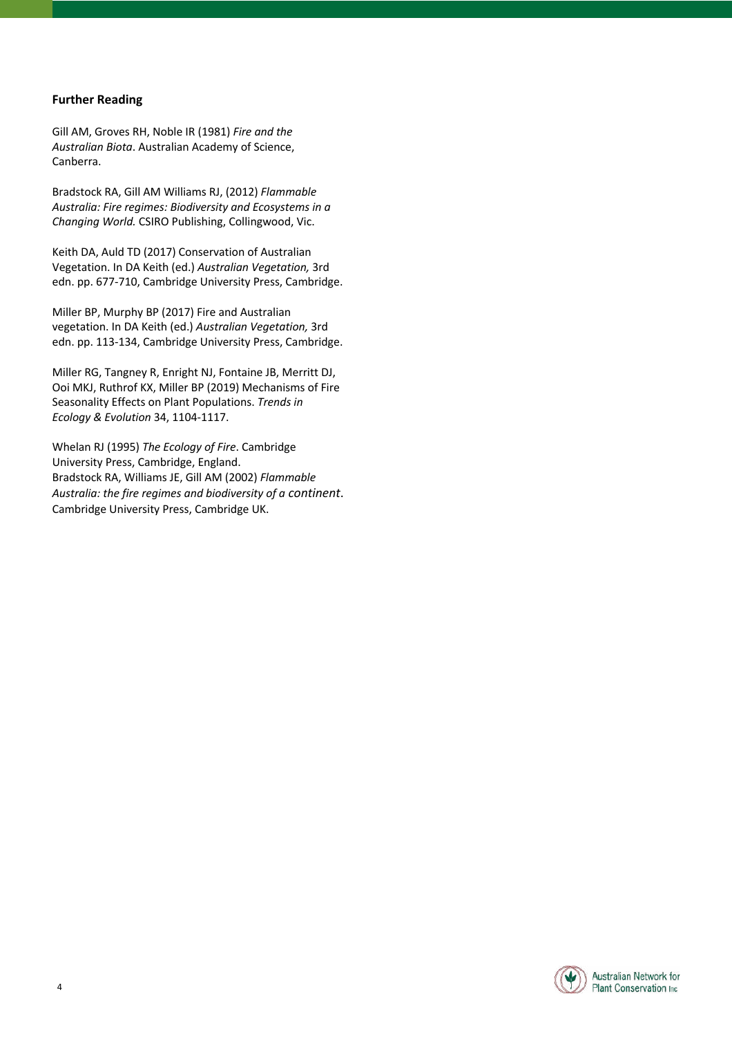**Further Reading**

Gill AM, Groves RH, Noble IR (1981) *Fire and the Australian Biota*. Australian Academy of Science, Canberra.

Bradstock RA, Gill AM Williams RJ, (2012) *Flammable Australia: Fire regimes: Biodiversity and Ecosystems in a Changing World.* CSIRO Publishing, Collingwood, Vic.

Keith DA, Auld TD (2017) Conservation of Australian Vegetation. In DA Keith (ed.) *Australian Vegetation,* 3rd edn. pp. 677-710, Cambridge University Press, Cambridge.

Miller BP, Murphy BP (2017) Fire and Australian vegetation. In DA Keith (ed.) *Australian Vegetation,* 3rd edn. pp. 113-134, Cambridge University Press, Cambridge.

Miller RG, Tangney R, Enright NJ, Fontaine JB, Merritt DJ, Ooi MKJ, Ruthrof KX, Miller BP (2019) Mechanisms of Fire Seasonality Effects on Plant Populations. *Trends in Ecology & Evolution* 34, 1104-1117.

Whelan RJ (1995) *The Ecology of Fire*. Cambridge University Press, Cambridge, England.
Bradstock RA, Williams JE, Gill AM (2002) *Flammable Australia: the fire regimes and biodiversity of a continent*. Cambridge University Press, Cambridge UK.